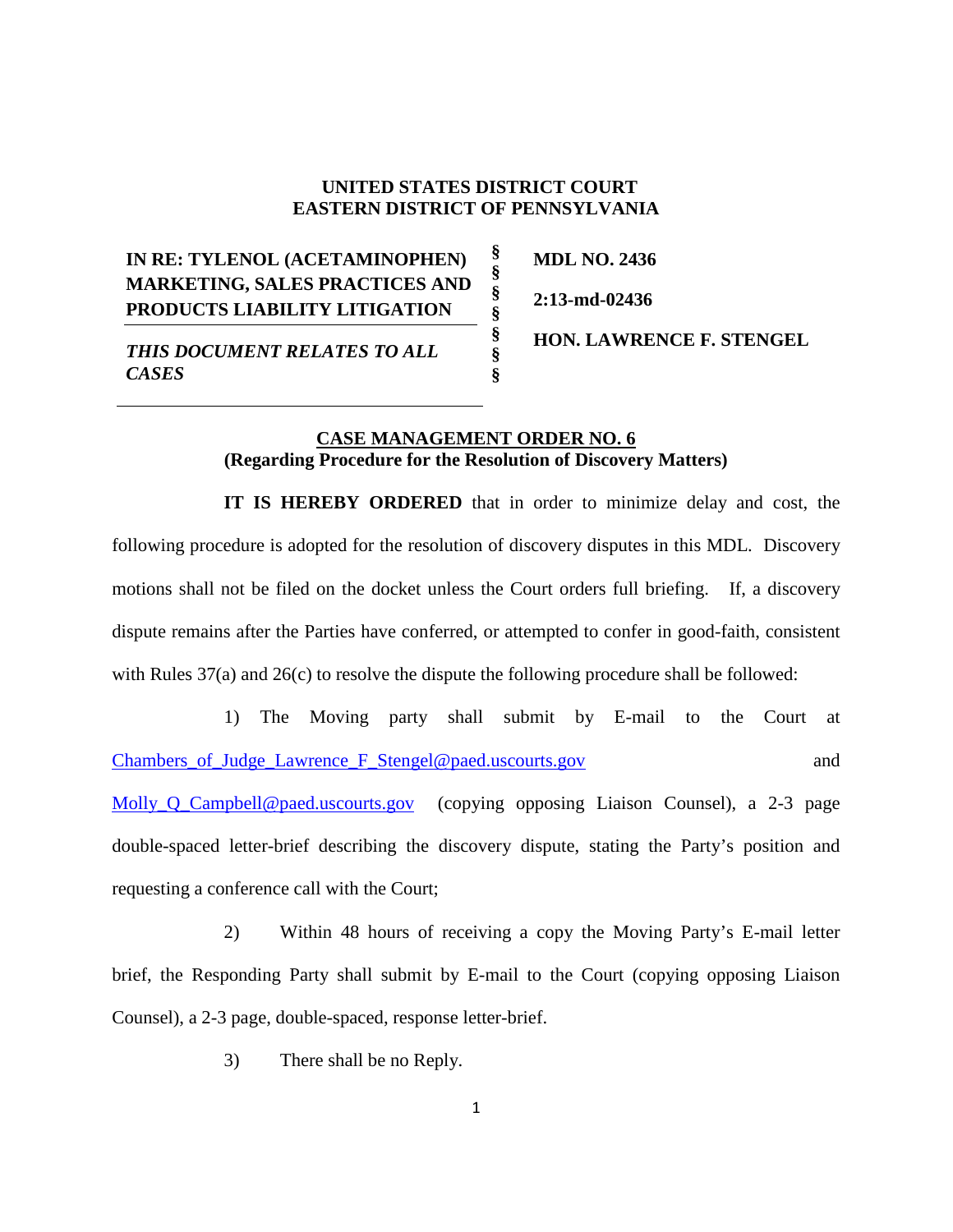**UNITED STATES DISTRICT COURT**
**EASTERN DISTRICT OF PENNSYLVANIA**

| | | |
|---|---|---|
| **IN RE: TYLENOL (ACETAMINOPHEN) MARKETING, SALES PRACTICES AND PRODUCTS LIABILITY LITIGATION** | §<br>§<br>§<br>§ | **MDL NO. 2436**<br><br>**2:13-md-02436** |
| ***THIS DOCUMENT RELATES TO ALL CASES*** | §<br>§<br>§ | **HON. LAWRENCE F. STENGEL** |

**CASE MANAGEMENT ORDER NO. 6**
**(Regarding Procedure for the Resolution of Discovery Matters)**

**IT IS HEREBY ORDERED** that in order to minimize delay and cost, the following procedure is adopted for the resolution of discovery disputes in this MDL. Discovery motions shall not be filed on the docket unless the Court orders full briefing. If, a discovery dispute remains after the Parties have conferred, or attempted to confer in good-faith, consistent with Rules 37(a) and 26(c) to resolve the dispute the following procedure shall be followed:

1) The Moving party shall submit by E-mail to the Court at Chambers_of_Judge_Lawrence_F_Stengel@paed.uscourts.gov and Molly_Q_Campbell@paed.uscourts.gov (copying opposing Liaison Counsel), a 2-3 page double-spaced letter-brief describing the discovery dispute, stating the Party's position and requesting a conference call with the Court;

2) Within 48 hours of receiving a copy the Moving Party's E-mail letter brief, the Responding Party shall submit by E-mail to the Court (copying opposing Liaison Counsel), a 2-3 page, double-spaced, response letter-brief.

3) There shall be no Reply.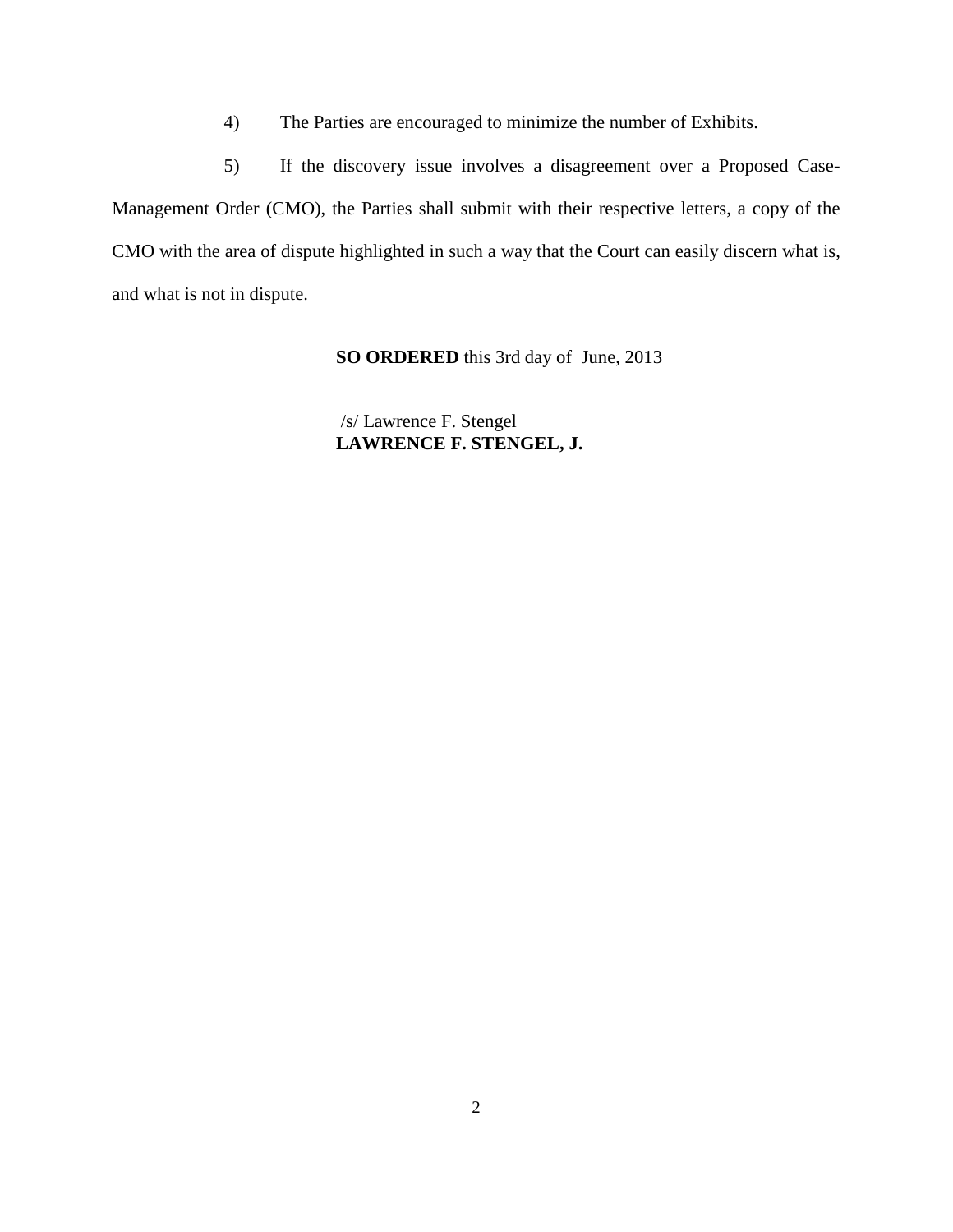4) The Parties are encouraged to minimize the number of Exhibits.

5) If the discovery issue involves a disagreement over a Proposed Case-Management Order (CMO), the Parties shall submit with their respective letters, a copy of the CMO with the area of dispute highlighted in such a way that the Court can easily discern what is, and what is not in dispute.

**SO ORDERED** this 3rd day of June, 2013

/s/ Lawrence F. Stengel
**LAWRENCE F. STENGEL, J.**